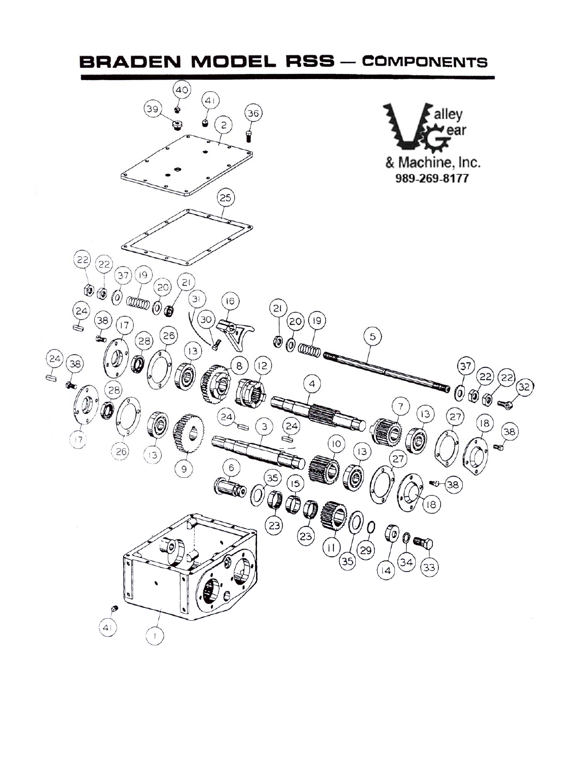# BRADEN MODEL RSS — COMPONENTS

Valley Gear & Machine, Inc.
989-269-8177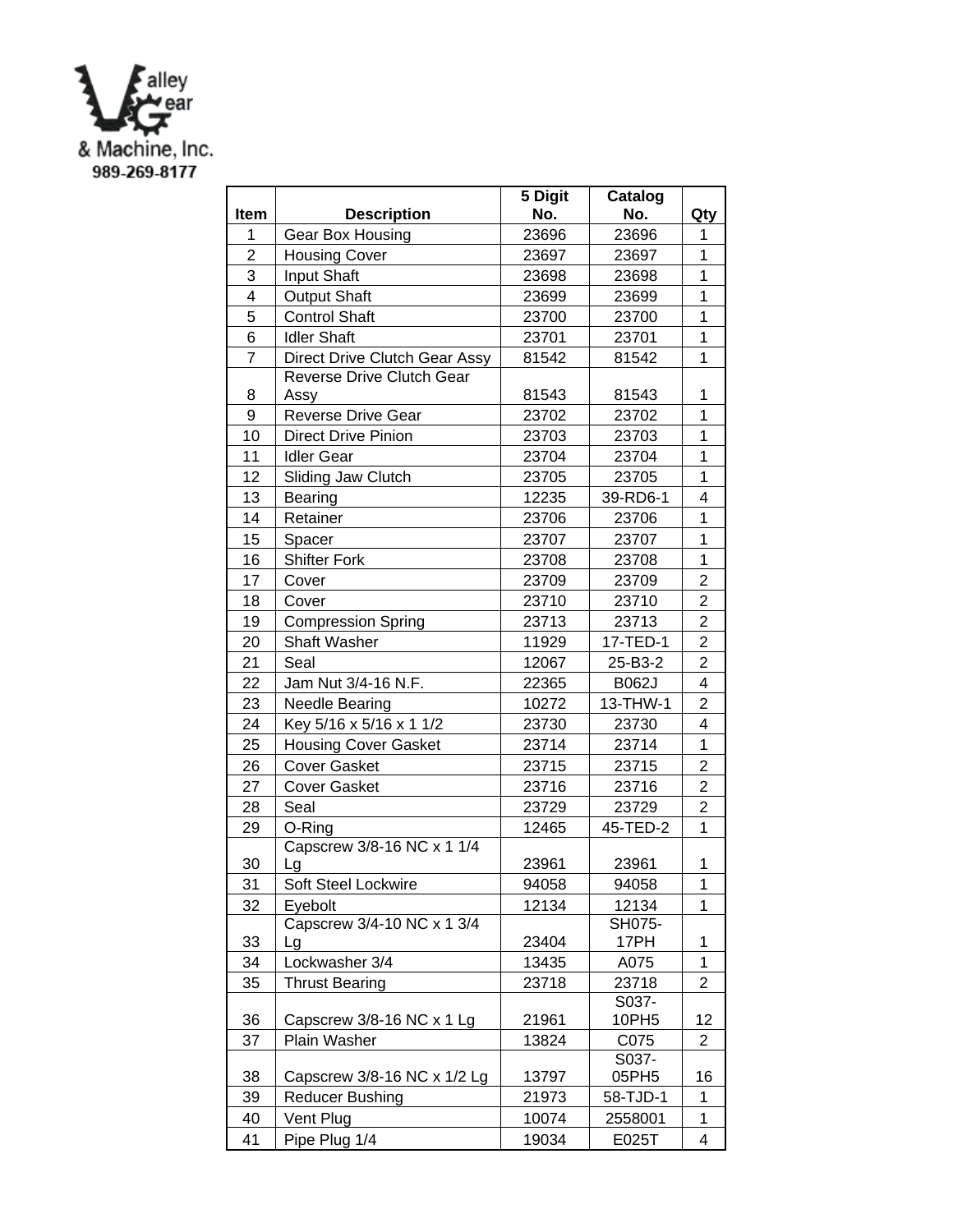Valley Gear & Machine, Inc.
989-269-8177

| Item | Description | 5 Digit No. | Catalog No. | Qty |
|---|---|---|---|---|
| 1 | Gear Box Housing | 23696 | 23696 | 1 |
| 2 | Housing Cover | 23697 | 23697 | 1 |
| 3 | Input Shaft | 23698 | 23698 | 1 |
| 4 | Output Shaft | 23699 | 23699 | 1 |
| 5 | Control Shaft | 23700 | 23700 | 1 |
| 6 | Idler Shaft | 23701 | 23701 | 1 |
| 7 | Direct Drive Clutch Gear Assy | 81542 | 81542 | 1 |
| 8 | Reverse Drive Clutch Gear Assy | 81543 | 81543 | 1 |
| 9 | Reverse Drive Gear | 23702 | 23702 | 1 |
| 10 | Direct Drive Pinion | 23703 | 23703 | 1 |
| 11 | Idler Gear | 23704 | 23704 | 1 |
| 12 | Sliding Jaw Clutch | 23705 | 23705 | 1 |
| 13 | Bearing | 12235 | 39-RD6-1 | 4 |
| 14 | Retainer | 23706 | 23706 | 1 |
| 15 | Spacer | 23707 | 23707 | 1 |
| 16 | Shifter Fork | 23708 | 23708 | 1 |
| 17 | Cover | 23709 | 23709 | 2 |
| 18 | Cover | 23710 | 23710 | 2 |
| 19 | Compression Spring | 23713 | 23713 | 2 |
| 20 | Shaft Washer | 11929 | 17-TED-1 | 2 |
| 21 | Seal | 12067 | 25-B3-2 | 2 |
| 22 | Jam Nut 3/4-16 N.F. | 22365 | B062J | 4 |
| 23 | Needle Bearing | 10272 | 13-THW-1 | 2 |
| 24 | Key 5/16 x 5/16 x 1 1/2 | 23730 | 23730 | 4 |
| 25 | Housing Cover Gasket | 23714 | 23714 | 1 |
| 26 | Cover Gasket | 23715 | 23715 | 2 |
| 27 | Cover Gasket | 23716 | 23716 | 2 |
| 28 | Seal | 23729 | 23729 | 2 |
| 29 | O-Ring | 12465 | 45-TED-2 | 1 |
| 30 | Capscrew 3/8-16 NC x 1 1/4 Lg | 23961 | 23961 | 1 |
| 31 | Soft Steel Lockwire | 94058 | 94058 | 1 |
| 32 | Eyebolt | 12134 | 12134 | 1 |
| 33 | Capscrew 3/4-10 NC x 1 3/4 Lg | 23404 | SH075-17PH | 1 |
| 34 | Lockwasher 3/4 | 13435 | A075 | 1 |
| 35 | Thrust Bearing | 23718 | 23718 | 2 |
| 36 | Capscrew 3/8-16 NC x 1 Lg | 21961 | S037-10PH5 | 12 |
| 37 | Plain Washer | 13824 | C075 | 2 |
| 38 | Capscrew 3/8-16 NC x 1/2 Lg | 13797 | S037-05PH5 | 16 |
| 39 | Reducer Bushing | 21973 | 58-TJD-1 | 1 |
| 40 | Vent Plug | 10074 | 2558001 | 1 |
| 41 | Pipe Plug 1/4 | 19034 | E025T | 4 |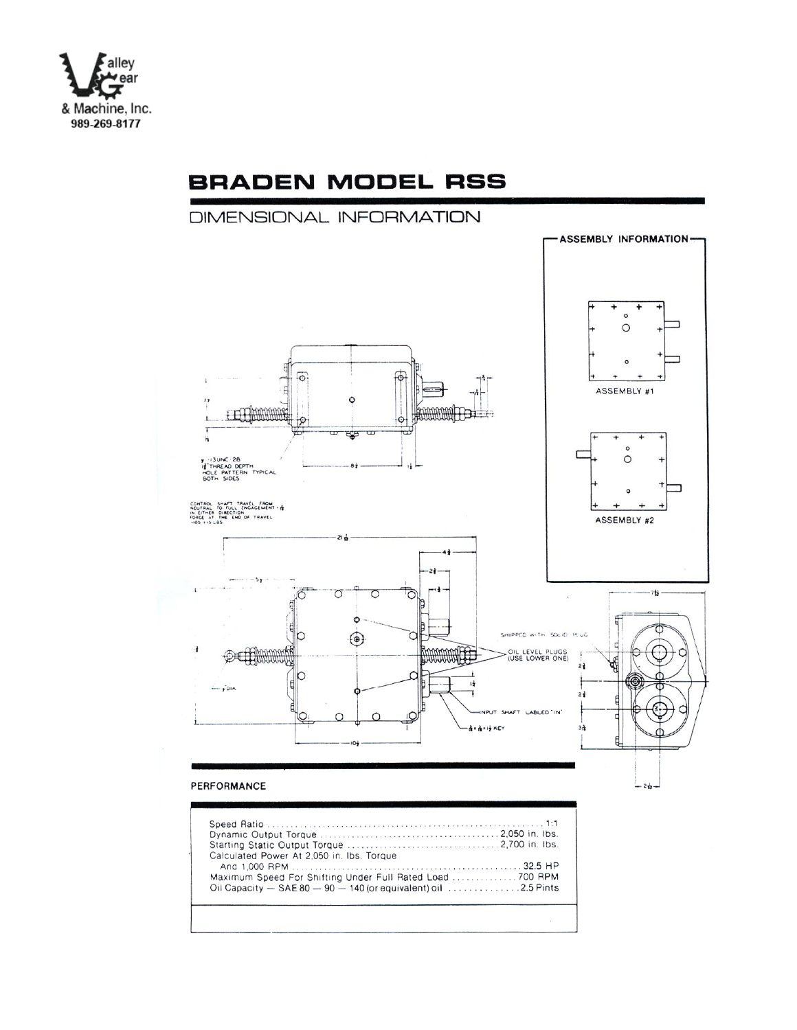Valley Gear & Machine, Inc.
989-269-8177

# BRADEN MODEL RSS

## DIMENSIONAL INFORMATION

ASSEMBLY INFORMATION

ASSEMBLY #1

ASSEMBLY #2

⅝-13UNC-2B
1¼" THREAD DEPTH
HOLE PATTERN TYPICAL
BOTH SIDES

CONTROL SHAFT TRAVEL FROM NEUTRAL TO FULL ENGAGEMENT - 1⁄16 IN EITHER DIRECTION
FORCE AT THE END OF TRAVEL 105 ± 15 LBS.

SHIPPED WITH SOLID PLUG

OIL LEVEL PLUGS (USE LOWER ONE)

INPUT SHAFT LABLED "IN"

KEY

### PERFORMANCE

Speed Ratio ........................................................ 1:1
Dynamic Output Torque ........................................ 2,050 in. lbs.
Starting Static Output Torque ................................ 2,700 in. lbs.
Calculated Power At 2,050 in. lbs. Torque
And 1,000 RPM ................................................ 32.5 HP
Maximum Speed For Shifting Under Full Rated Load .............. 700 RPM
Oil Capacity — SAE 80 — 90 — 140 (or equivalent) oil .............. 2.5 Pints